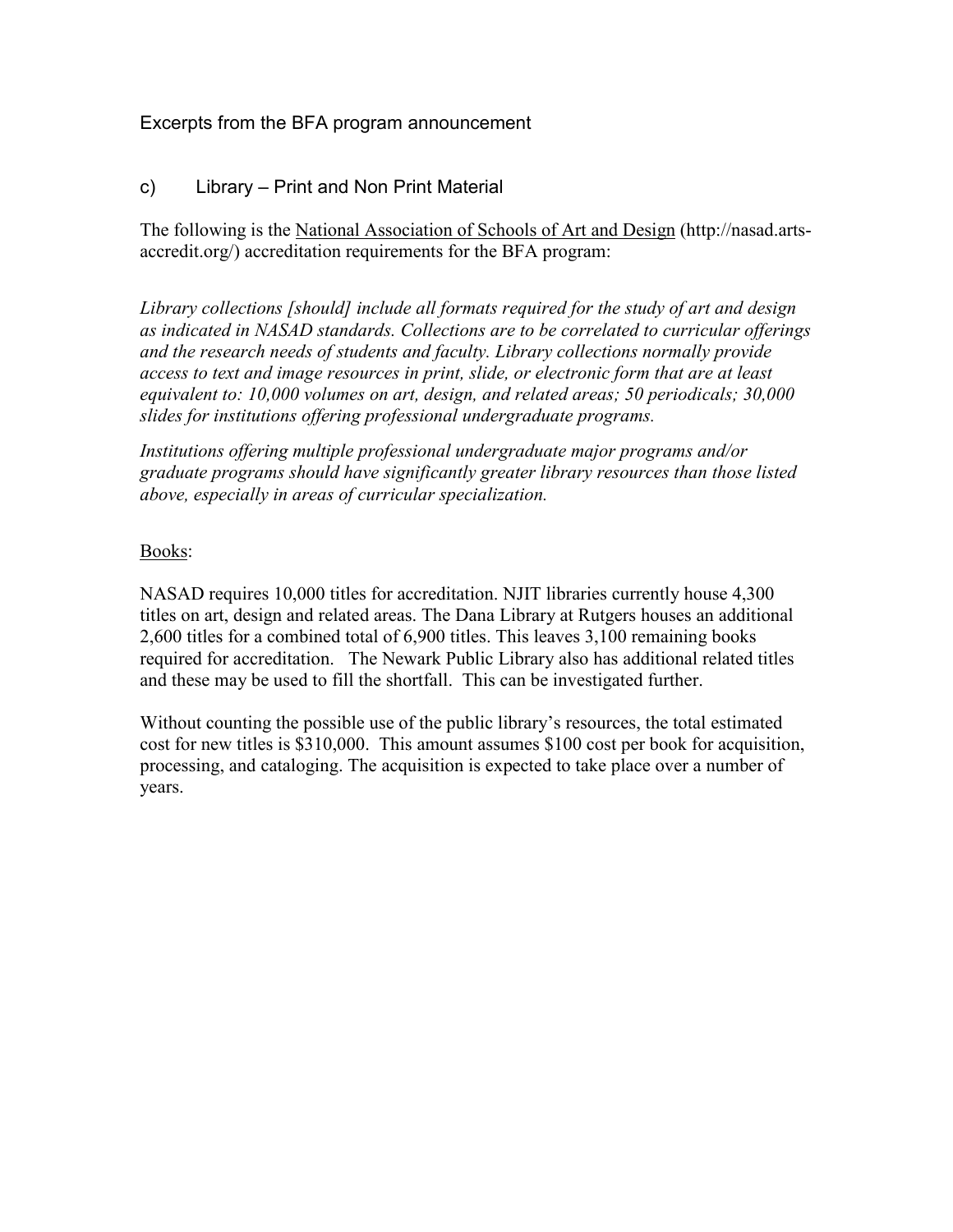Excerpts from the BFA program announcement

## c) Library – Print and Non Print Material

The following is the National Association of Schools of Art and Design (http://nasad.arts-accredit.org/) accreditation requirements for the BFA program:

*Library collections [should] include all formats required for the study of art and design as indicated in NASAD standards. Collections are to be correlated to curricular offerings and the research needs of students and faculty. Library collections normally provide access to text and image resources in print, slide, or electronic form that are at least equivalent to: 10,000 volumes on art, design, and related areas; 50 periodicals; 30,000 slides for institutions offering professional undergraduate programs.*

*Institutions offering multiple professional undergraduate major programs and/or graduate programs should have significantly greater library resources than those listed above, especially in areas of curricular specialization.*

Books:

NASAD requires 10,000 titles for accreditation. NJIT libraries currently house 4,300 titles on art, design and related areas. The Dana Library at Rutgers houses an additional 2,600 titles for a combined total of 6,900 titles. This leaves 3,100 remaining books required for accreditation. The Newark Public Library also has additional related titles and these may be used to fill the shortfall. This can be investigated further.

Without counting the possible use of the public library's resources, the total estimated cost for new titles is $310,000. This amount assumes $100 cost per book for acquisition, processing, and cataloging. The acquisition is expected to take place over a number of years.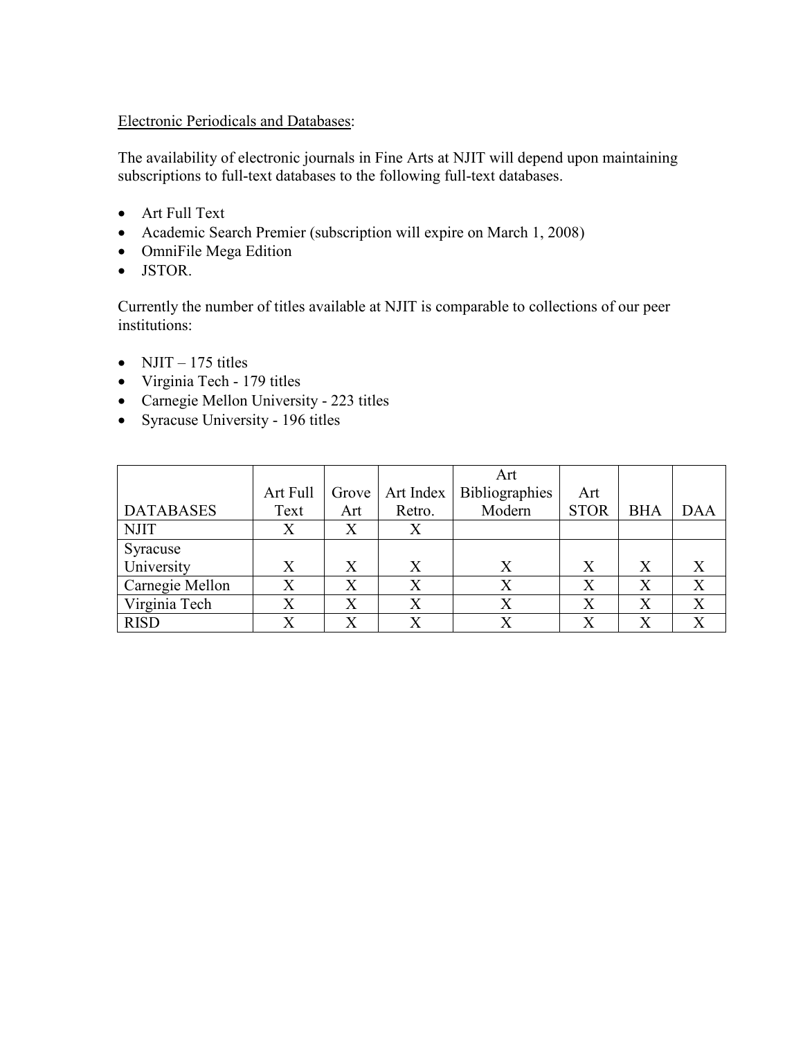<u>Electronic Periodicals and Databases</u>:

The availability of electronic journals in Fine Arts at NJIT will depend upon maintaining subscriptions to full-text databases to the following full-text databases.

- Art Full Text
- Academic Search Premier (subscription will expire on March 1, 2008)
- OmniFile Mega Edition
- JSTOR.

Currently the number of titles available at NJIT is comparable to collections of our peer institutions:

- NJIT – 175 titles
- Virginia Tech - 179 titles
- Carnegie Mellon University - 223 titles
- Syracuse University - 196 titles

| DATABASES | Art Full Text | Grove Art | Art Index Retro. | Art Bibliographies Modern | Art STOR | BHA | DAA |
|---|---|---|---|---|---|---|---|
| NJIT | X | X | X | | | | |
| Syracuse University | X | X | X | X | X | X | X |
| Carnegie Mellon | X | X | X | X | X | X | X |
| Virginia Tech | X | X | X | X | X | X | X |
| RISD | X | X | X | X | X | X | X |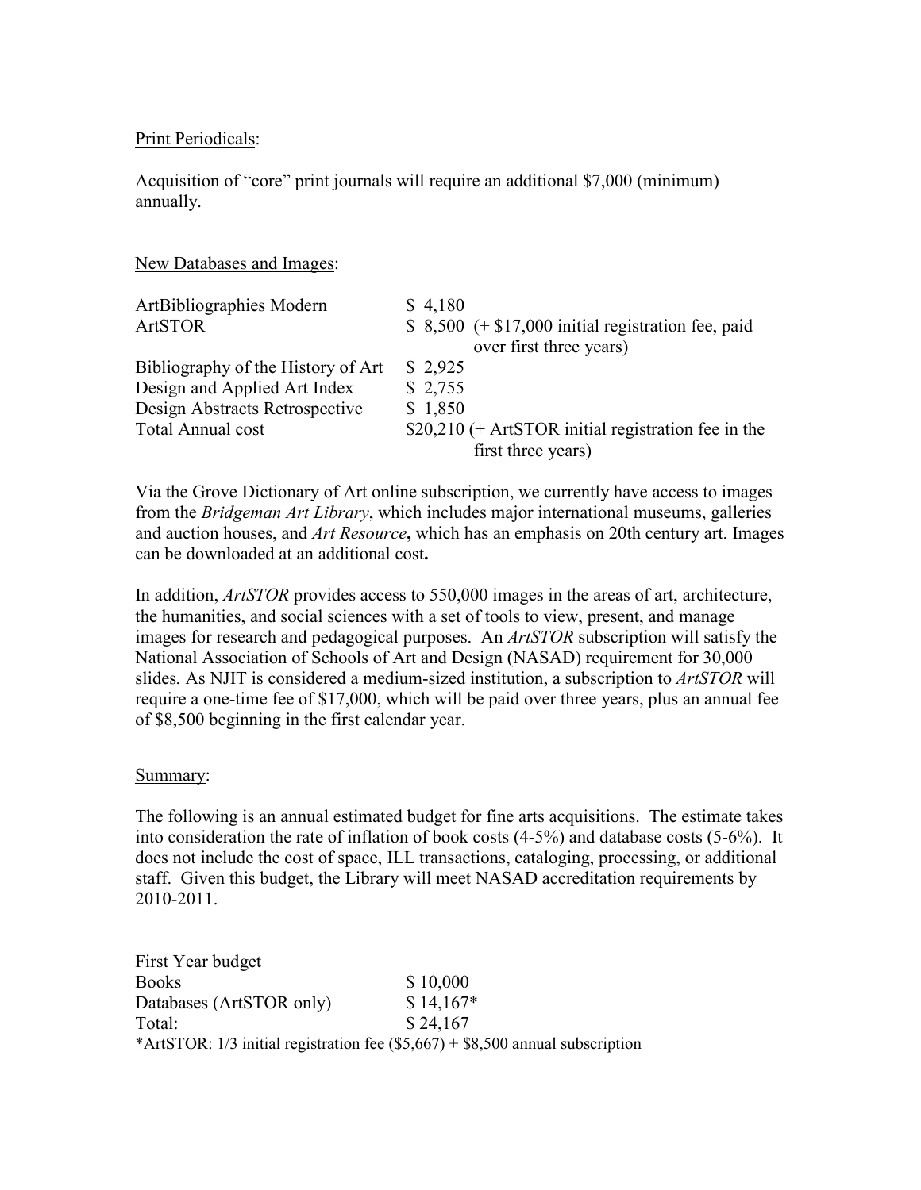Print Periodicals:

Acquisition of "core" print journals will require an additional $7,000 (minimum) annually.

New Databases and Images:

| | | |
|---|---|---|
| ArtBibliographies Modern | $ 4,180 | |
| ArtSTOR | $ 8,500 | (+ $17,000 initial registration fee, paid over first three years) |
| Bibliography of the History of Art | $ 2,925 | |
| Design and Applied Art Index | $ 2,755 | |
| Design Abstracts Retrospective | $ 1,850 | |
| Total Annual cost | $20,210 | (+ ArtSTOR initial registration fee in the first three years) |

Via the Grove Dictionary of Art online subscription, we currently have access to images from the *Bridgeman Art Library*, which includes major international museums, galleries and auction houses, and *Art Resource***,** which has an emphasis on 20th century art. Images can be downloaded at an additional cost**.**

In addition, *ArtSTOR* provides access to 550,000 images in the areas of art, architecture, the humanities, and social sciences with a set of tools to view, present, and manage images for research and pedagogical purposes. An *ArtSTOR* subscription will satisfy the National Association of Schools of Art and Design (NASAD) requirement for 30,000 slides*.* As NJIT is considered a medium-sized institution, a subscription to *ArtSTOR* will require a one-time fee of $17,000, which will be paid over three years, plus an annual fee of $8,500 beginning in the first calendar year.

Summary:

The following is an annual estimated budget for fine arts acquisitions. The estimate takes into consideration the rate of inflation of book costs (4-5%) and database costs (5-6%). It does not include the cost of space, ILL transactions, cataloging, processing, or additional staff. Given this budget, the Library will meet NASAD accreditation requirements by 2010-2011.

| First Year budget | |
|---|---|
| Books | $ 10,000 |
| Databases (ArtSTOR only) | $ 14,167* |
| Total: | $ 24,167 |

*ArtSTOR: 1/3 initial registration fee ($5,667) + $8,500 annual subscription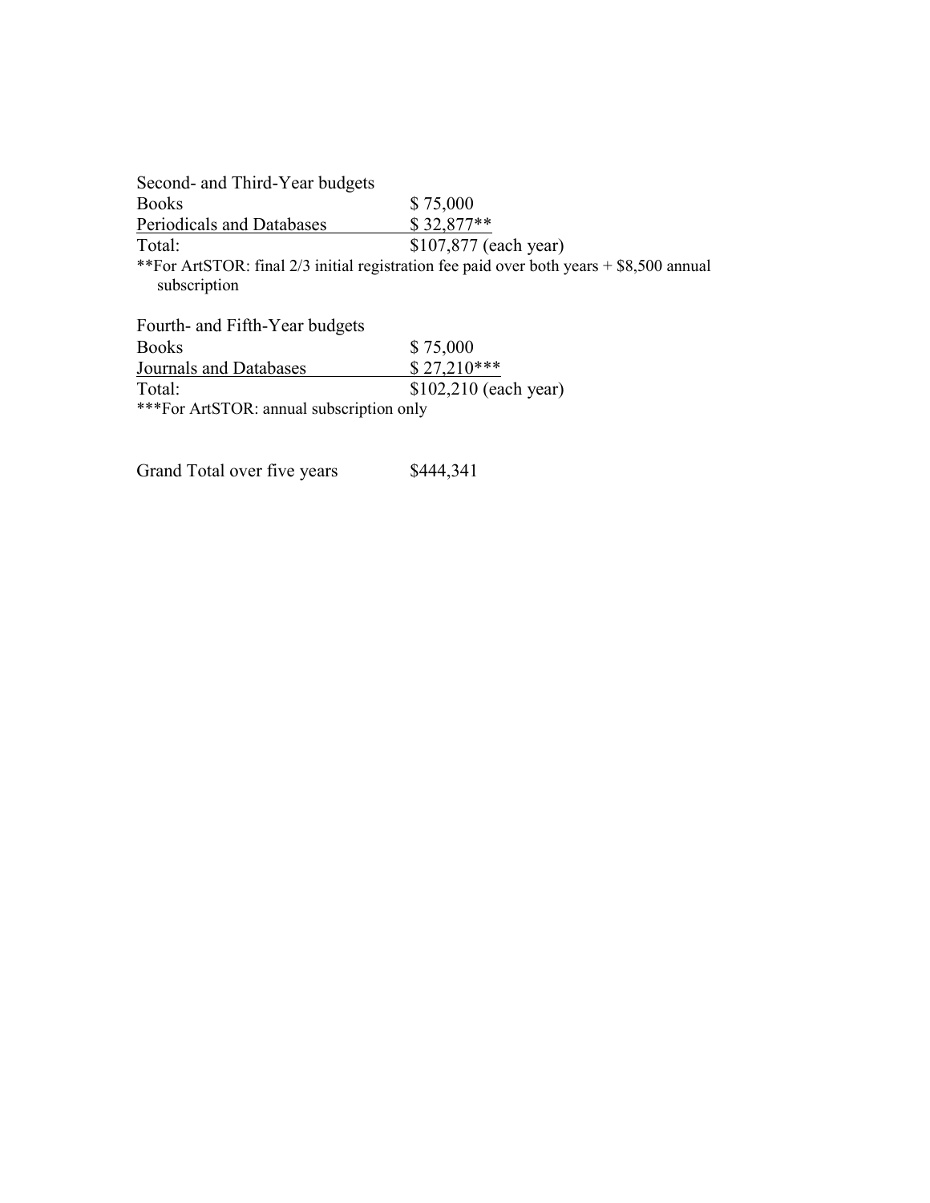| Second- and Third-Year budgets | |
|---|---|
| Books | $ 75,000 |
| Periodicals and Databases | $ 32,877** |
| Total: | $107,877 (each year) |

**For ArtSTOR: final 2/3 initial registration fee paid over both years + $8,500 annual subscription

| Fourth- and Fifth-Year budgets | |
|---|---|
| Books | $ 75,000 |
| Journals and Databases | $ 27,210*** |
| Total: | $102,210 (each year) |

***For ArtSTOR: annual subscription only

Grand Total over five years $444,341